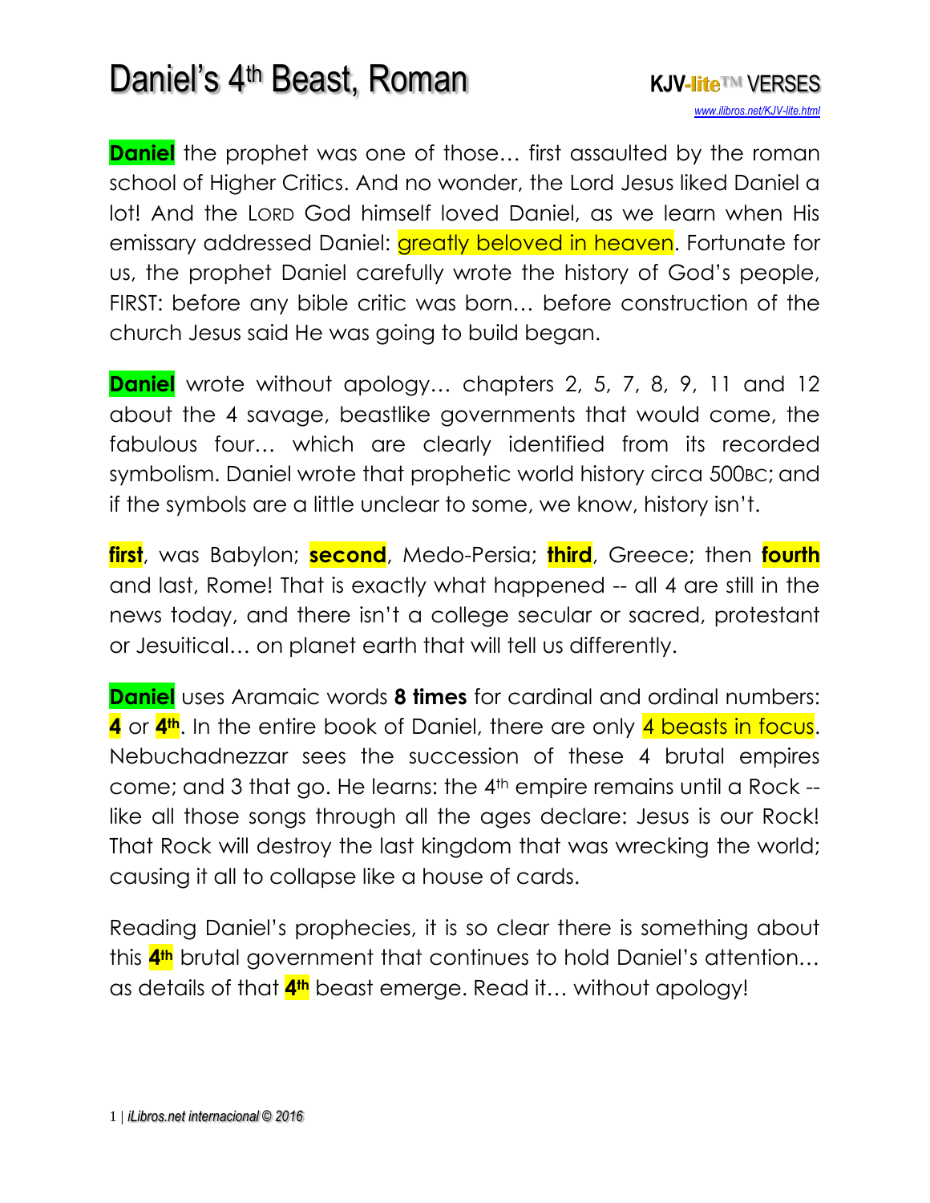# Daniel's 4th Beast, Roman

**KJV-lite™ VERSES**
*www.ilibros.net/KJV-lite.html*

**Daniel** the prophet was one of those… first assaulted by the roman school of Higher Critics. And no wonder, the Lord Jesus liked Daniel a lot! And the LORD God himself loved Daniel, as we learn when His emissary addressed Daniel: greatly beloved in heaven. Fortunate for us, the prophet Daniel carefully wrote the history of God's people, FIRST: before any bible critic was born… before construction of the church Jesus said He was going to build began.

**Daniel** wrote without apology… chapters 2, 5, 7, 8, 9, 11 and 12 about the 4 savage, beastlike governments that would come, the fabulous four… which are clearly identified from its recorded symbolism. Daniel wrote that prophetic world history circa 500BC; and if the symbols are a little unclear to some, we know, history isn't.

**first**, was Babylon; **second**, Medo-Persia; **third**, Greece; then **fourth** and last, Rome! That is exactly what happened -- all 4 are still in the news today, and there isn't a college secular or sacred, protestant or Jesuitical… on planet earth that will tell us differently.

**Daniel** uses Aramaic words **8 times** for cardinal and ordinal numbers: **4** or **4th**. In the entire book of Daniel, there are only 4 beasts in focus. Nebuchadnezzar sees the succession of these 4 brutal empires come; and 3 that go. He learns: the 4th empire remains until a Rock -- like all those songs through all the ages declare: Jesus is our Rock! That Rock will destroy the last kingdom that was wrecking the world; causing it all to collapse like a house of cards.

Reading Daniel's prophecies, it is so clear there is something about this **4th** brutal government that continues to hold Daniel's attention… as details of that **4th** beast emerge. Read it… without apology!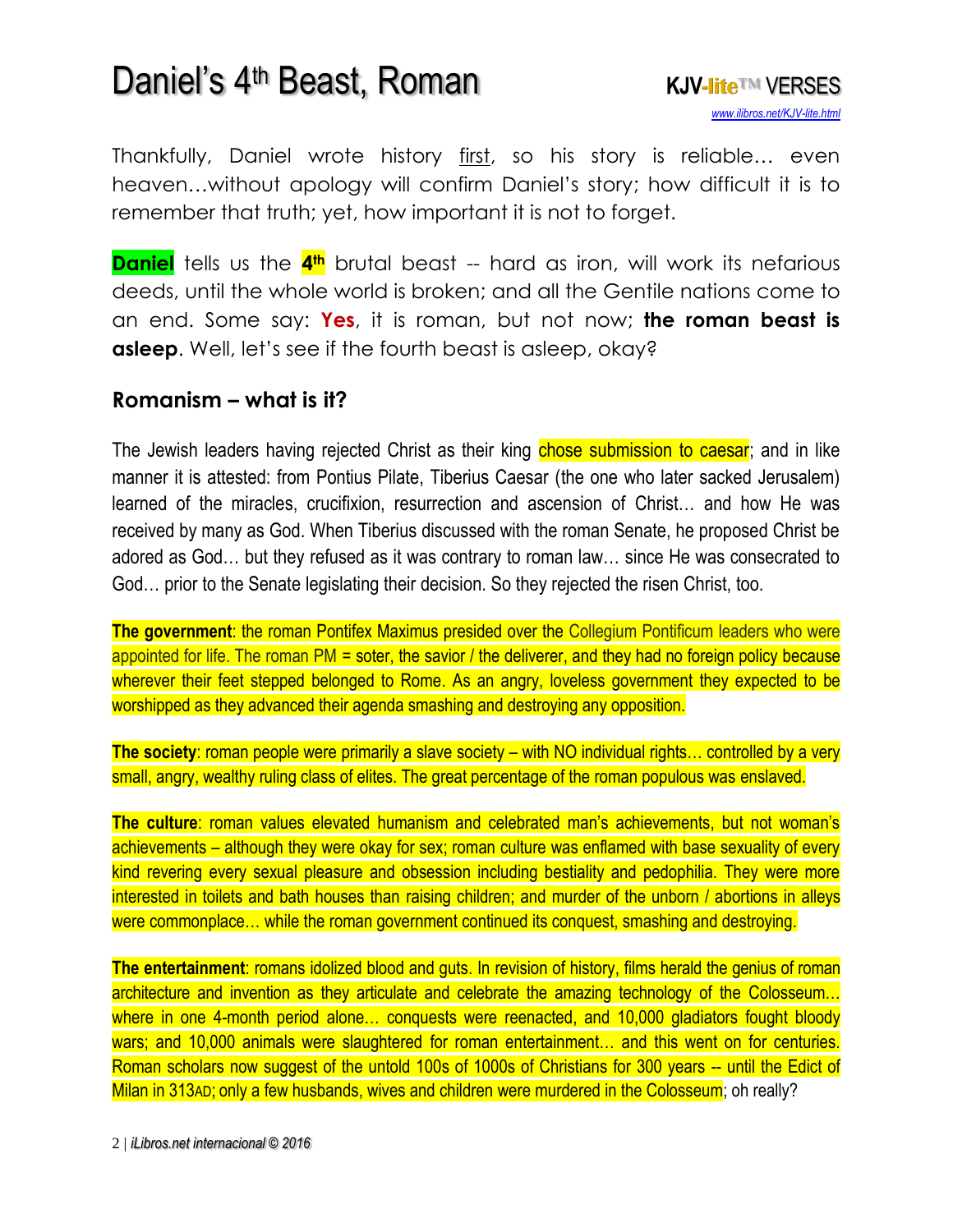# Daniel's 4th Beast, Roman

Thankfully, Daniel wrote history first, so his story is reliable… even heaven…without apology will confirm Daniel's story; how difficult it is to remember that truth; yet, how important it is not to forget.

**Daniel** tells us the **4th** brutal beast -- hard as iron, will work its nefarious deeds, until the whole world is broken; and all the Gentile nations come to an end. Some say: **Yes**, it is roman, but not now; **the roman beast is asleep**. Well, let's see if the fourth beast is asleep, okay?

## Romanism – what is it?

The Jewish leaders having rejected Christ as their king chose submission to caesar; and in like manner it is attested: from Pontius Pilate, Tiberius Caesar (the one who later sacked Jerusalem) learned of the miracles, crucifixion, resurrection and ascension of Christ… and how He was received by many as God. When Tiberius discussed with the roman Senate, he proposed Christ be adored as God… but they refused as it was contrary to roman law… since He was consecrated to God… prior to the Senate legislating their decision. So they rejected the risen Christ, too.

**The government**: the roman Pontifex Maximus presided over the Collegium Pontificum leaders who were appointed for life. The roman PM = soter, the savior / the deliverer, and they had no foreign policy because wherever their feet stepped belonged to Rome. As an angry, loveless government they expected to be worshipped as they advanced their agenda smashing and destroying any opposition.

**The society**: roman people were primarily a slave society – with NO individual rights… controlled by a very small, angry, wealthy ruling class of elites. The great percentage of the roman populous was enslaved.

**The culture**: roman values elevated humanism and celebrated man's achievements, but not woman's achievements – although they were okay for sex; roman culture was enflamed with base sexuality of every kind revering every sexual pleasure and obsession including bestiality and pedophilia. They were more interested in toilets and bath houses than raising children; and murder of the unborn / abortions in alleys were commonplace… while the roman government continued its conquest, smashing and destroying.

**The entertainment**: romans idolized blood and guts. In revision of history, films herald the genius of roman architecture and invention as they articulate and celebrate the amazing technology of the Colosseum… where in one 4-month period alone… conquests were reenacted, and 10,000 gladiators fought bloody wars; and 10,000 animals were slaughtered for roman entertainment… and this went on for centuries. Roman scholars now suggest of the untold 100s of 1000s of Christians for 300 years -- until the Edict of Milan in 313AD; only a few husbands, wives and children were murdered in the Colosseum; oh really?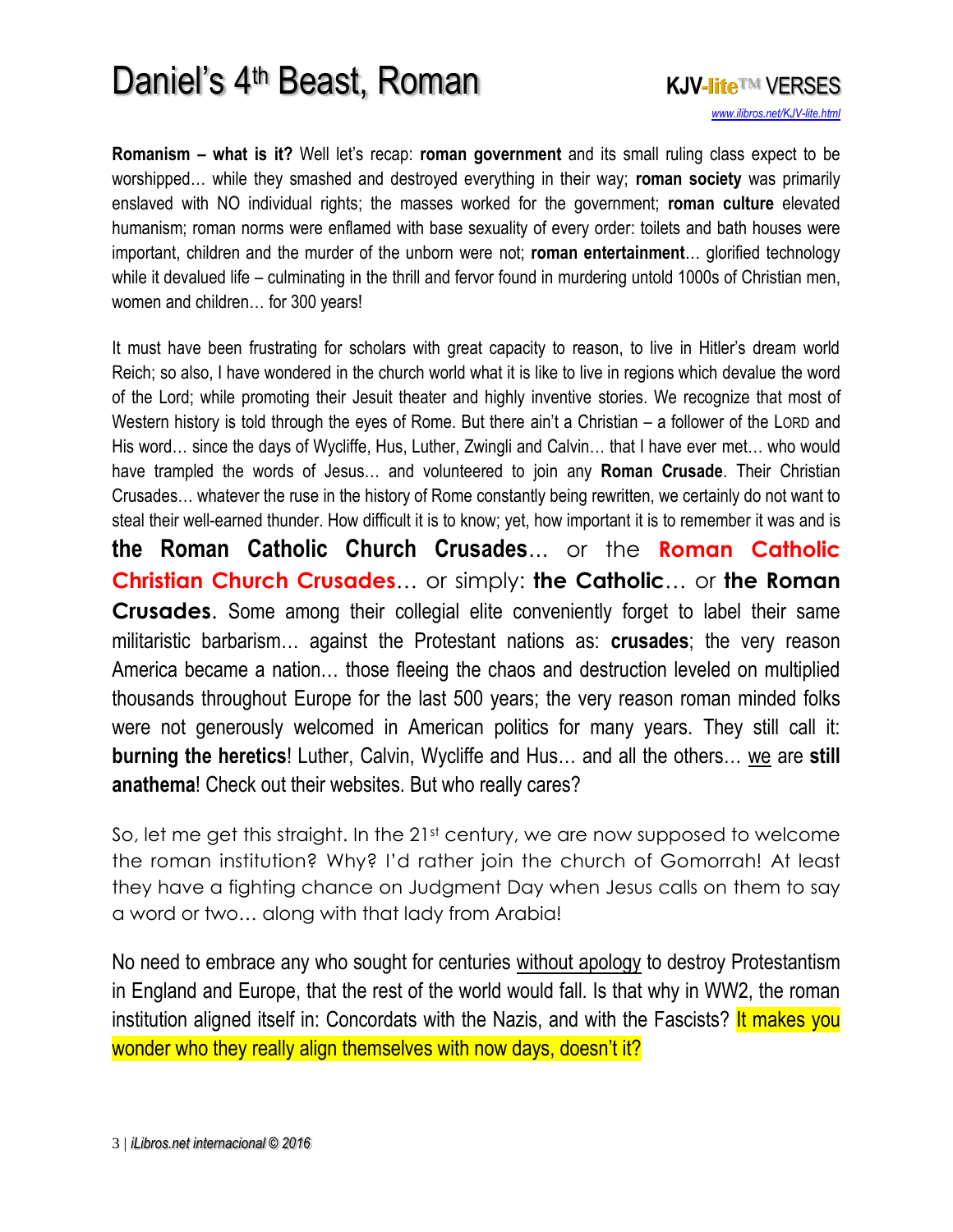**Romanism – what is it?** Well let's recap: **roman government** and its small ruling class expect to be worshipped… while they smashed and destroyed everything in their way; **roman society** was primarily enslaved with NO individual rights; the masses worked for the government; **roman culture** elevated humanism; roman norms were enflamed with base sexuality of every order: toilets and bath houses were important, children and the murder of the unborn were not; **roman entertainment**… glorified technology while it devalued life – culminating in the thrill and fervor found in murdering untold 1000s of Christian men, women and children… for 300 years!

It must have been frustrating for scholars with great capacity to reason, to live in Hitler's dream world Reich; so also, I have wondered in the church world what it is like to live in regions which devalue the word of the Lord; while promoting their Jesuit theater and highly inventive stories. We recognize that most of Western history is told through the eyes of Rome. But there ain't a Christian – a follower of the LORD and His word… since the days of Wycliffe, Hus, Luther, Zwingli and Calvin… that I have ever met… who would have trampled the words of Jesus… and volunteered to join any **Roman Crusade**. Their Christian Crusades… whatever the ruse in the history of Rome constantly being rewritten, we certainly do not want to steal their well-earned thunder. How difficult it is to know; yet, how important it is to remember it was and is **the Roman Catholic Church Crusades**… or the **Roman Catholic Christian Church Crusades**… or simply: **the Catholic**… or **the Roman Crusades**. Some among their collegial elite conveniently forget to label their same militaristic barbarism… against the Protestant nations as: **crusades**; the very reason America became a nation… those fleeing the chaos and destruction leveled on multiplied thousands throughout Europe for the last 500 years; the very reason roman minded folks were not generously welcomed in American politics for many years. They still call it: **burning the heretics**! Luther, Calvin, Wycliffe and Hus… and all the others… <u>we</u> are **still anathema**! Check out their websites. But who really cares?

So, let me get this straight. In the 21st century, we are now supposed to welcome the roman institution? Why? I'd rather join the church of Gomorrah! At least they have a fighting chance on Judgment Day when Jesus calls on them to say a word or two… along with that lady from Arabia!

No need to embrace any who sought for centuries <u>without apology</u> to destroy Protestantism in England and Europe, that the rest of the world would fall. Is that why in WW2, the roman institution aligned itself in: Concordats with the Nazis, and with the Fascists? It makes you wonder who they really align themselves with now days, doesn't it?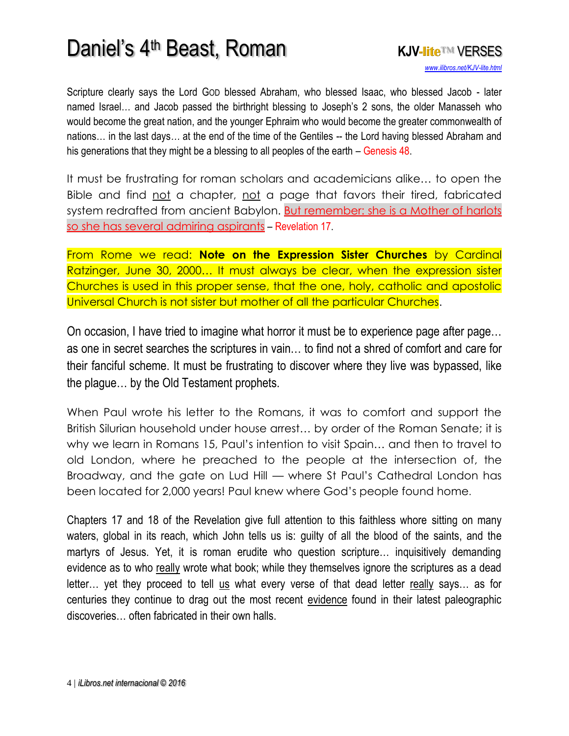Scripture clearly says the Lord GOD blessed Abraham, who blessed Isaac, who blessed Jacob - later named Israel… and Jacob passed the birthright blessing to Joseph's 2 sons, the older Manasseh who would become the great nation, and the younger Ephraim who would become the greater commonwealth of nations… in the last days… at the end of the time of the Gentiles -- the Lord having blessed Abraham and his generations that they might a blessing to all peoples of the earth – Genesis 48.

It must be frustrating for roman scholars and academicians alike… to open the Bible and find not a chapter, not a page that favors their tired, fabricated system redrafted from ancient Babylon. But remember: she is a Mother of harlots so she has several admiring aspirants – Revelation 17.

From Rome we read: **Note on the Expression Sister Churches** by Cardinal Ratzinger, June 30, 2000… It must always be clear, when the expression sister Churches is used in this proper sense, that the one, holy, catholic and apostolic Universal Church is not sister but mother of all the particular Churches.

On occasion, I have tried to imagine what horror it must be to experience page after page… as one in secret searches the scriptures in vain… to find not a shred of comfort and care for their fanciful scheme. It must be frustrating to discover where they live was bypassed, like the plague… by the Old Testament prophets.

When Paul wrote his letter to the Romans, it was to comfort and support the British Silurian household under house arrest… by order of the Roman Senate; it is why we learn in Romans 15, Paul's intention to visit Spain… and then to travel to old London, where he preached to the people at the intersection of, the Broadway, and the gate on Lud Hill — where St Paul's Cathedral London has been located for 2,000 years! Paul knew where God's people found home.

Chapters 17 and 18 of the Revelation give full attention to this faithless whore sitting on many waters, global in its reach, which John tells us is: guilty of all the blood of the saints, and the martyrs of Jesus. Yet, it is roman erudite who question scripture… inquisitively demanding evidence as to who really wrote what book; while they themselves ignore the scriptures as a dead letter… yet they proceed to tell us what every verse of that dead letter really says… as for centuries they continue to drag out the most recent evidence found in their latest paleographic discoveries… often fabricated in their own halls.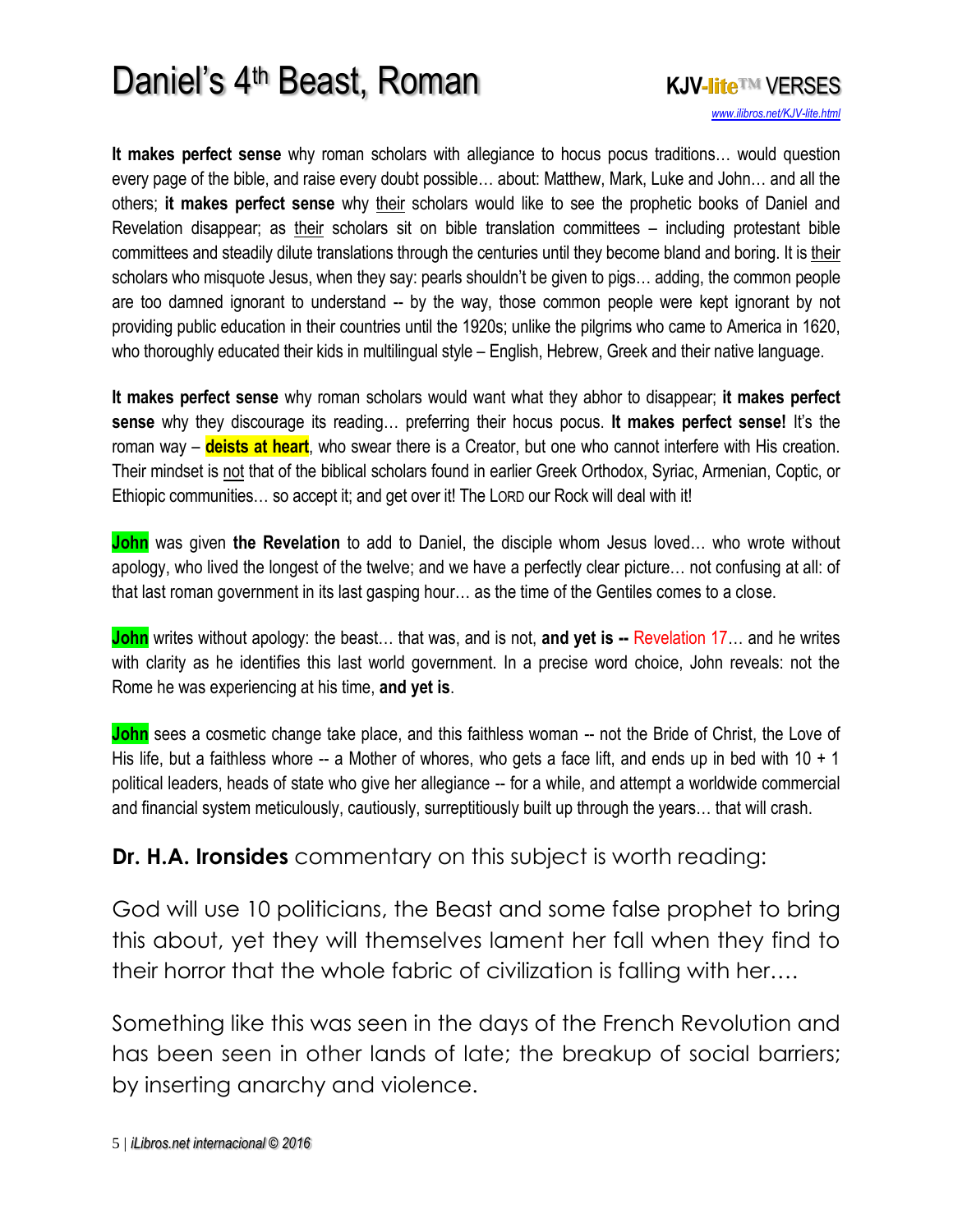**It makes perfect sense** why roman scholars with allegiance to hocus pocus traditions… would question every page of the bible, and raise every doubt possible… about: Matthew, Mark, Luke and John… and all the others; **it makes perfect sense** why their scholars would like to see the prophetic books of Daniel and Revelation disappear; as their scholars sit on bible translation committees – including protestant bible committees and steadily dilute translations through the centuries until they become bland and boring. It is their scholars who misquote Jesus, when they say: pearls shouldn't be given to pigs… adding, the common people are too damned ignorant to understand -- by the way, those common people were kept ignorant by not providing public education in their countries until the 1920s; unlike the pilgrims who came to America in 1620, who thoroughly educated their kids in multilingual style – English, Hebrew, Greek and their native language.

**It makes perfect sense** why roman scholars would want what they abhor to disappear; **it makes perfect sense** why they discourage its reading… preferring their hocus pocus. **It makes perfect sense!** It's the roman way – **deists at heart**, who swear there is a Creator, but one who cannot interfere with His creation. Their mindset is not that of the biblical scholars found in earlier Greek Orthodox, Syriac, Armenian, Coptic, or Ethiopic communities… so accept it; and get over it! The LORD our Rock will deal with it!

**John** was given **the Revelation** to add to Daniel, the disciple whom Jesus loved… who wrote without apology, who lived the longest of the twelve; and we have a perfectly clear picture… not confusing at all: of that last roman government in its last gasping hour… as the time of the Gentiles comes to a close.

**John** writes without apology: the beast… that was, and is not, **and yet is --** Revelation 17… and he writes with clarity as he identifies this last world government. In a precise word choice, John reveals: not the Rome he was experiencing at his time, **and yet is**.

**John** sees a cosmetic change take place, and this faithless woman -- not the Bride of Christ, the Love of His life, but a faithless whore -- a Mother of whores, who gets a face lift, and ends up in bed with 10 + 1 political leaders, heads of state who give her allegiance -- for a while, and attempt a worldwide commercial and financial system meticulously, cautiously, surreptitiously built up through the years… that will crash.

**Dr. H.A. Ironsides** commentary on this subject is worth reading:

God will use 10 politicians, the Beast and some false prophet to bring this about, yet they will themselves lament her fall when they find to their horror that the whole fabric of civilization is falling with her….

Something like this was seen in the days of the French Revolution and has been seen in other lands of late; the breakup of social barriers; by inserting anarchy and violence.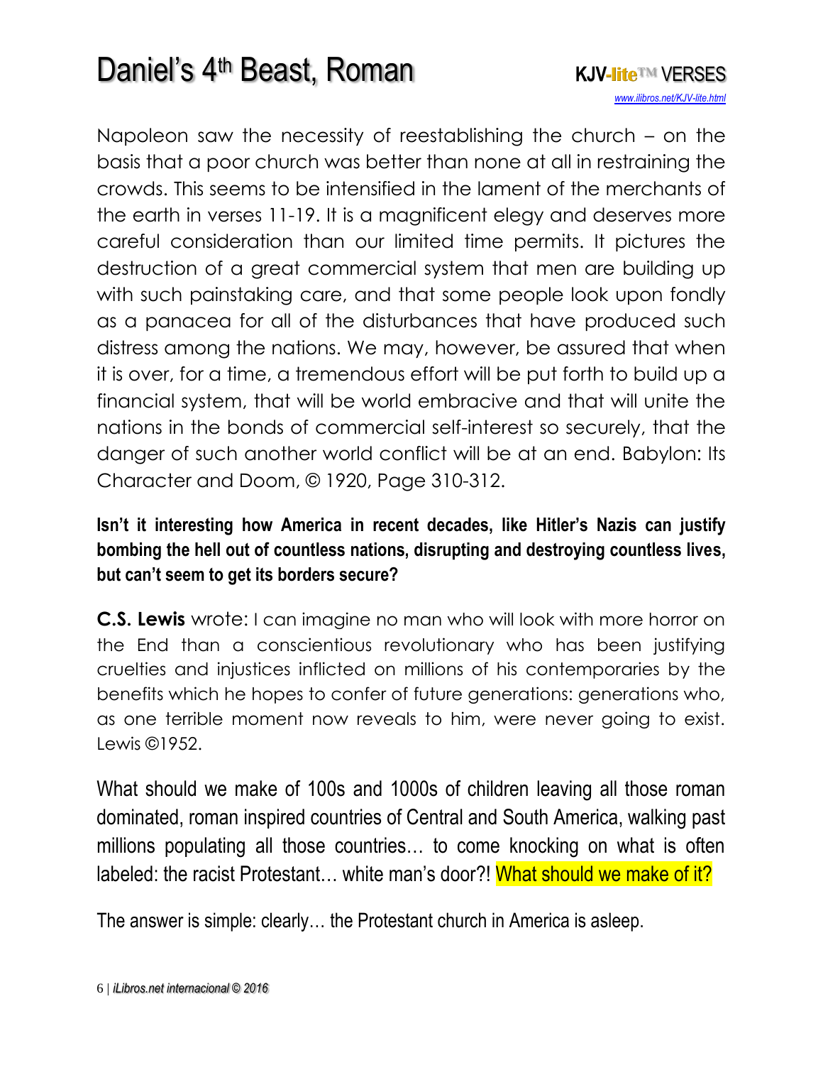Napoleon saw the necessity of reestablishing the church – on the basis that a poor church was better than none at all in restraining the crowds. This seems to be intensified in the lament of the merchants of the earth in verses 11-19. It is a magnificent elegy and deserves more careful consideration than our limited time permits. It pictures the destruction of a great commercial system that men are building up with such painstaking care, and that some people look upon fondly as a panacea for all of the disturbances that have produced such distress among the nations. We may, however, be assured that when it is over, for a time, a tremendous effort will be put forth to build up a financial system, that will be world embracive and that will unite the nations in the bonds of commercial self-interest so securely, that the danger of such another world conflict will be at an end. Babylon: Its Character and Doom, © 1920, Page 310-312.

**Isn't it interesting how America in recent decades, like Hitler's Nazis can justify bombing the hell out of countless nations, disrupting and destroying countless lives, but can't seem to get its borders secure?**

**C.S. Lewis** wrote: I can imagine no man who will look with more horror on the End than a conscientious revolutionary who has been justifying cruelties and injustices inflicted on millions of his contemporaries by the benefits which he hopes to confer of future generations: generations who, as one terrible moment now reveals to him, were never going to exist. Lewis ©1952.

What should we make of 100s and 1000s of children leaving all those roman dominated, roman inspired countries of Central and South America, walking past millions populating all those countries… to come knocking on what is often labeled: the racist Protestant… white man's door?! What should we make of it?

The answer is simple: clearly… the Protestant church in America is asleep.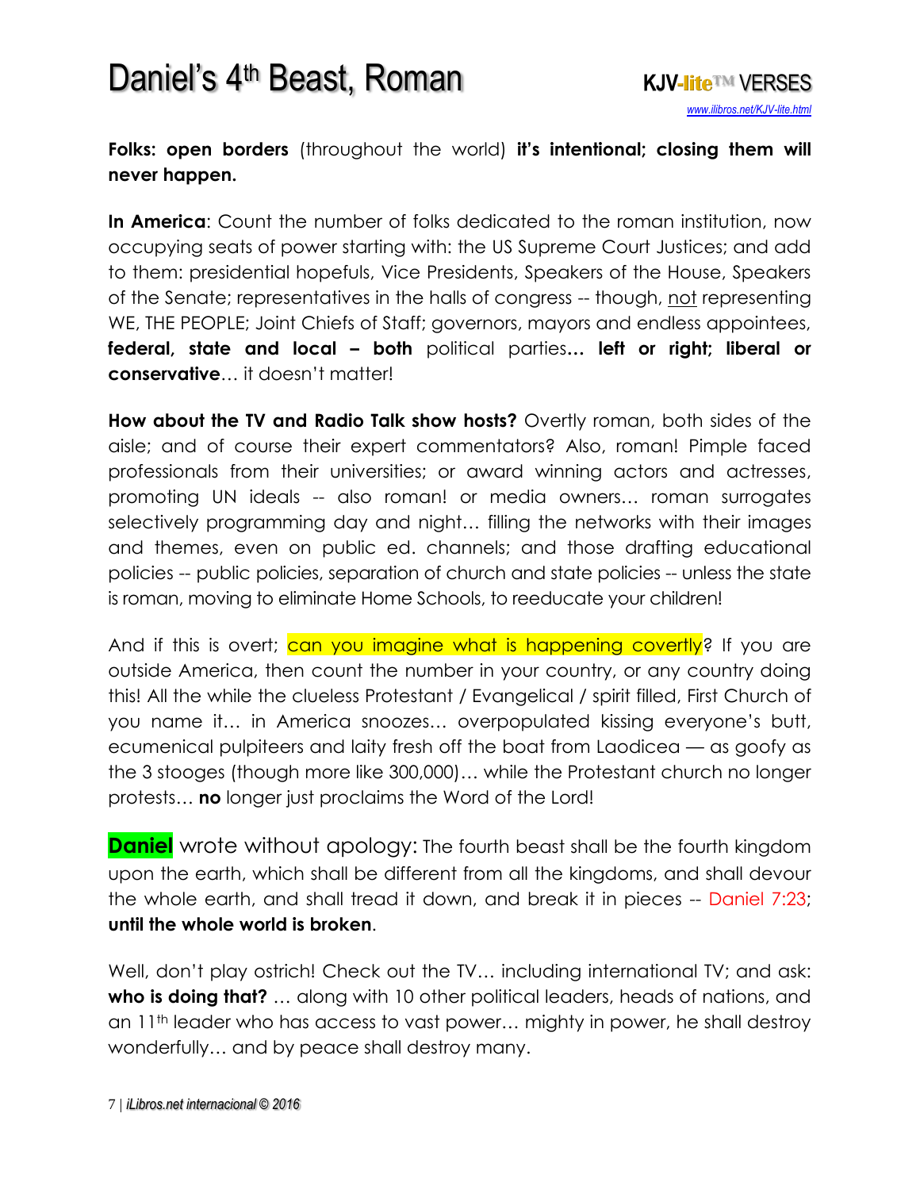**Folks: open borders** (throughout the world) **it's intentional; closing them will never happen.**

**In America**: Count the number of folks dedicated to the roman institution, now occupying seats of power starting with: the US Supreme Court Justices; and add to them: presidential hopefuls, Vice Presidents, Speakers of the House, Speakers of the Senate; representatives in the halls of congress -- though, not representing WE, THE PEOPLE; Joint Chiefs of Staff; governors, mayors and endless appointees, **federal, state and local – both** political parties**… left or right; liberal or conservative**… it doesn't matter!

**How about the TV and Radio Talk show hosts?** Overtly roman, both sides of the aisle; and of course their expert commentators? Also, roman! Pimple faced professionals from their universities; or award winning actors and actresses, promoting UN ideals -- also roman! or media owners… roman surrogates selectively programming day and night… filling the networks with their images and themes, even on public ed. channels; and those drafting educational policies -- public policies, separation of church and state policies -- unless the state is roman, moving to eliminate Home Schools, to reeducate your children!

And if this is overt; can you imagine what is happening covertly? If you are outside America, then count the number in your country, or any country doing this! All the while the clueless Protestant / Evangelical / spirit filled, First Church of you name it… in America snoozes… overpopulated kissing everyone's butt, ecumenical pulpiteers and laity fresh off the boat from Laodicea — as goofy as the 3 stooges (though more like 300,000)… while the Protestant church no longer protests… **no** longer just proclaims the Word of the Lord!

**Daniel** wrote without apology: The fourth beast shall be the fourth kingdom upon the earth, which shall be different from all the kingdoms, and shall devour the whole earth, and shall tread it down, and break it in pieces -- Daniel 7:23; **until the whole world is broken**.

Well, don't play ostrich! Check out the TV… including international TV; and ask: **who is doing that?** … along with 10 other political leaders, heads of nations, and an 11th leader who has access to vast power… mighty in power, he shall destroy wonderfully… and by peace shall destroy many.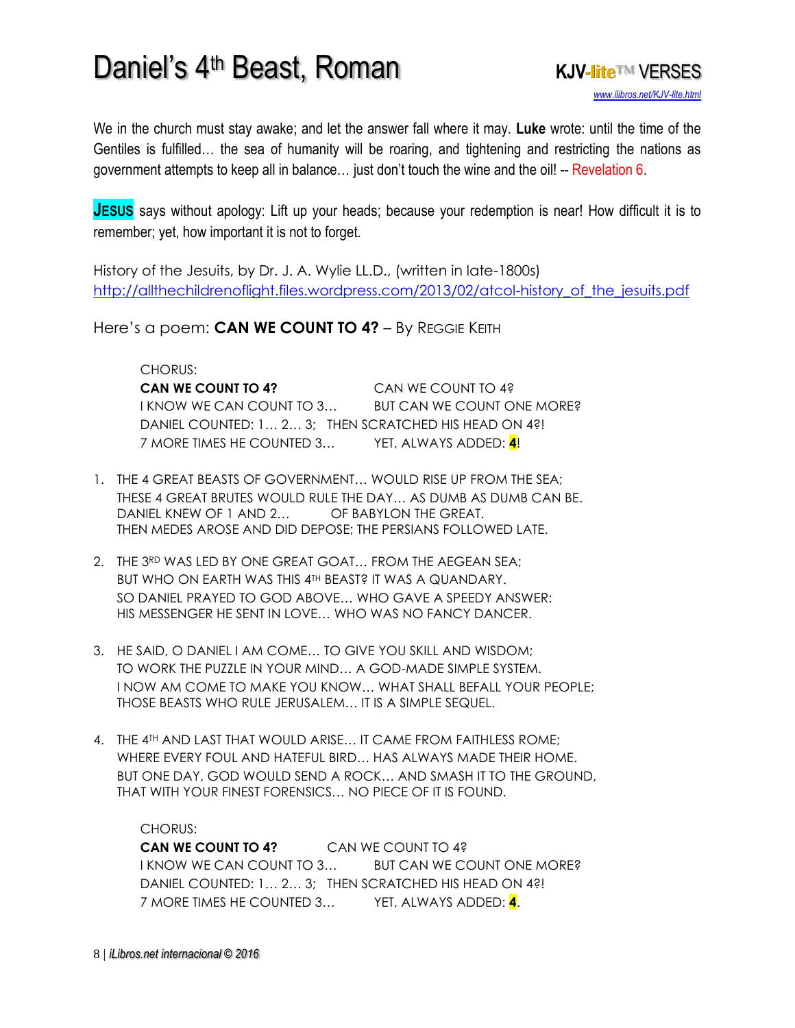# Daniel's 4th Beast, Roman

**KJV-lite™ VERSES**
www.ilibros.net/KJV-lite.html

We in the church must stay awake; and let the answer fall where it may. **Luke** wrote: until the time of the Gentiles is fulfilled… the sea of humanity will be roaring, and tightening and restricting the nations as government attempts to keep all in balance… just don't touch the wine and the oil! -- Revelation 6.

**JESUS** says without apology: Lift up your heads; because your redemption is near! How difficult it is to remember; yet, how important it is not to forget.

History of the Jesuits, by Dr. J. A. Wylie LL.D., (written in late-1800s)
http://allthechildrenoflight.files.wordpress.com/2013/02/atcol-history_of_the_jesuits.pdf

Here's a poem: **CAN WE COUNT TO 4?** – By REGGIE KEITH

CHORUS:
**CAN WE COUNT TO 4?** CAN WE COUNT TO 4?
I KNOW WE CAN COUNT TO 3… BUT CAN WE COUNT ONE MORE?
DANIEL COUNTED: 1… 2… 3; THEN SCRATCHED HIS HEAD ON 4?!
7 MORE TIMES HE COUNTED 3… YET, ALWAYS ADDED: **4**!

1. THE 4 GREAT BEASTS OF GOVERNMENT… WOULD RISE UP FROM THE SEA;
   THESE 4 GREAT BRUTES WOULD RULE THE DAY… AS DUMB AS DUMB CAN BE.
   DANIEL KNEW OF 1 AND 2… OF BABYLON THE GREAT.
   THEN MEDES AROSE AND DID DEPOSE; THE PERSIANS FOLLOWED LATE.

2. THE 3RD WAS LED BY ONE GREAT GOAT… FROM THE AEGEAN SEA;
   BUT WHO ON EARTH WAS THIS 4TH BEAST? IT WAS A QUANDARY.
   SO DANIEL PRAYED TO GOD ABOVE… WHO GAVE A SPEEDY ANSWER:
   HIS MESSENGER HE SENT IN LOVE… WHO WAS NO FANCY DANCER.

3. HE SAID, O DANIEL I AM COME… TO GIVE YOU SKILL AND WISDOM;
   TO WORK THE PUZZLE IN YOUR MIND… A GOD-MADE SIMPLE SYSTEM.
   I NOW AM COME TO MAKE YOU KNOW… WHAT SHALL BEFALL YOUR PEOPLE;
   THOSE BEASTS WHO RULE JERUSALEM… IT IS A SIMPLE SEQUEL.

4. THE 4TH AND LAST THAT WOULD ARISE… IT CAME FROM FAITHLESS ROME;
   WHERE EVERY FOUL AND HATEFUL BIRD… HAS ALWAYS MADE THEIR HOME.
   BUT ONE DAY, GOD WOULD SEND A ROCK… AND SMASH IT TO THE GROUND,
   THAT WITH YOUR FINEST FORENSICS… NO PIECE OF IT IS FOUND.

CHORUS:
**CAN WE COUNT TO 4?** CAN WE COUNT TO 4?
I KNOW WE CAN COUNT TO 3… BUT CAN WE COUNT ONE MORE?
DANIEL COUNTED: 1… 2… 3; THEN SCRATCHED HIS HEAD ON 4?!
7 MORE TIMES HE COUNTED 3… YET, ALWAYS ADDED: **4**.

*iLibros.net internacional © 2016*